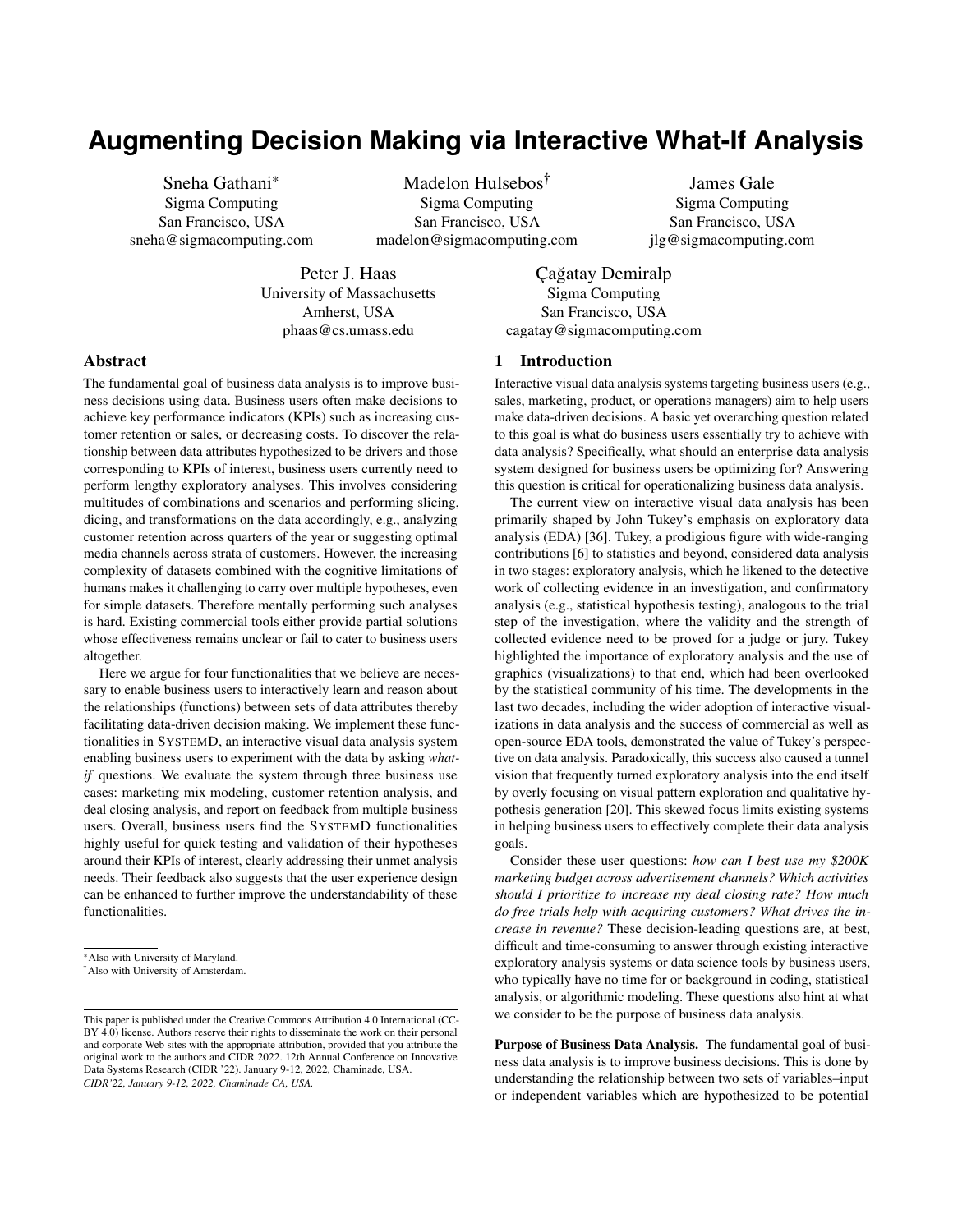# Augmenting Decision Making via Interactive What-If Analysis

Sneha Gathani[*]
Sigma Computing
San Francisco, USA
sneha@sigmacomputing.com

Madelon Hulsebos[†]
Sigma Computing
San Francisco, USA
madelon@sigmacomputing.com

James Gale
Sigma Computing
San Francisco, USA
jlg@sigmacomputing.com

Peter J. Haas
University of Massachusetts
Amherst, USA
phaas@cs.umass.edu

Çağatay Demiralp
Sigma Computing
San Francisco, USA
cagatay@sigmacomputing.com

## Abstract

The fundamental goal of business data analysis is to improve business decisions using data. Business users often make decisions to achieve key performance indicators (KPIs) such as increasing customer retention or sales, or decreasing costs. To discover the relationship between data attributes hypothesized to be drivers and those corresponding to KPIs of interest, business users currently need to perform lengthy exploratory analyses. This involves considering multitudes of combinations and scenarios and performing slicing, dicing, and transformations on the data accordingly, e.g., analyzing customer retention across quarters of the year or suggesting optimal media channels across strata of customers. However, the increasing complexity of datasets combined with the cognitive limitations of humans makes it challenging to carry over multiple hypotheses, even for simple datasets. Therefore mentally performing such analyses is hard. Existing commercial tools either provide partial solutions whose effectiveness remains unclear or fail to cater to business users altogether.

Here we argue for four functionalities that we believe are necessary to enable business users to interactively learn and reason about the relationships (functions) between sets of data attributes thereby facilitating data-driven decision making. We implement these functionalities in SystemD, an interactive visual data analysis system enabling business users to experiment with the data by asking *what-if* questions. We evaluate the system through three business use cases: marketing mix modeling, customer retention analysis, and deal closing analysis, and report on feedback from multiple business users. Overall, business users find the SystemD functionalities highly useful for quick testing and validation of their hypotheses around their KPIs of interest, clearly addressing their unmet analysis needs. Their feedback also suggests that the user experience design can be enhanced to further improve the understandability of these functionalities.

[*] Also with University of Maryland.
[†] Also with University of Amsterdam.

This paper is published under the Creative Commons Attribution 4.0 International (CC-BY 4.0) license. Authors reserve their rights to disseminate the work on their personal and corporate Web sites with the appropriate attribution, provided that you attribute the original work to the authors and CIDR 2022. 12th Annual Conference on Innovative Data Systems Research (CIDR '22). January 9-12, 2022, Chaminade, USA.
*CIDR'22, January 9-12, 2022, Chaminade CA, USA.*

## 1 Introduction

Interactive visual data analysis systems targeting business users (e.g., sales, marketing, product, or operations managers) aim to help users make data-driven decisions. A basic yet overarching question related to this goal is what do business users essentially try to achieve with data analysis? Specifically, what should an enterprise data analysis system designed for business users be optimizing for? Answering this question is critical for operationalizing business data analysis.

The current view on interactive visual data analysis has been primarily shaped by John Tukey's emphasis on exploratory data analysis (EDA) [36]. Tukey, a prodigious figure with wide-ranging contributions [6] to statistics and beyond, considered data analysis in two stages: exploratory analysis, which he likened to the detective work of collecting evidence in an investigation, and confirmatory analysis (e.g., statistical hypothesis testing), analogous to the trial step of the investigation, where the validity and the strength of collected evidence need to be proved for a judge or jury. Tukey highlighted the importance of exploratory analysis and the use of graphics (visualizations) to that end, which had been overlooked by the statistical community of his time. The developments in the last two decades, including the wider adoption of interactive visualizations in data analysis and the success of commercial as well as open-source EDA tools, demonstrated the value of Tukey's perspective on data analysis. Paradoxically, this success also caused a tunnel vision that frequently turned exploratory analysis into the end itself by overly focusing on visual pattern exploration and qualitative hypothesis generation [20]. This skewed focus limits existing systems in helping business users to effectively complete their data analysis goals.

Consider these user questions: *how can I best use my $200K marketing budget across advertisement channels? Which activities should I prioritize to increase my deal closing rate? How much do free trials help with acquiring customers? What drives the increase in revenue?* These decision-leading questions are, at best, difficult and time-consuming to answer through existing interactive exploratory analysis systems or data science tools by business users, who typically have no time for or background in coding, statistical analysis, or algorithmic modeling. These questions also hint at what we consider to be the purpose of business data analysis.

**Purpose of Business Data Analysis.** The fundamental goal of business data analysis is to improve business decisions. This is done by understanding the relationship between two sets of variables–input or independent variables which are hypothesized to be potential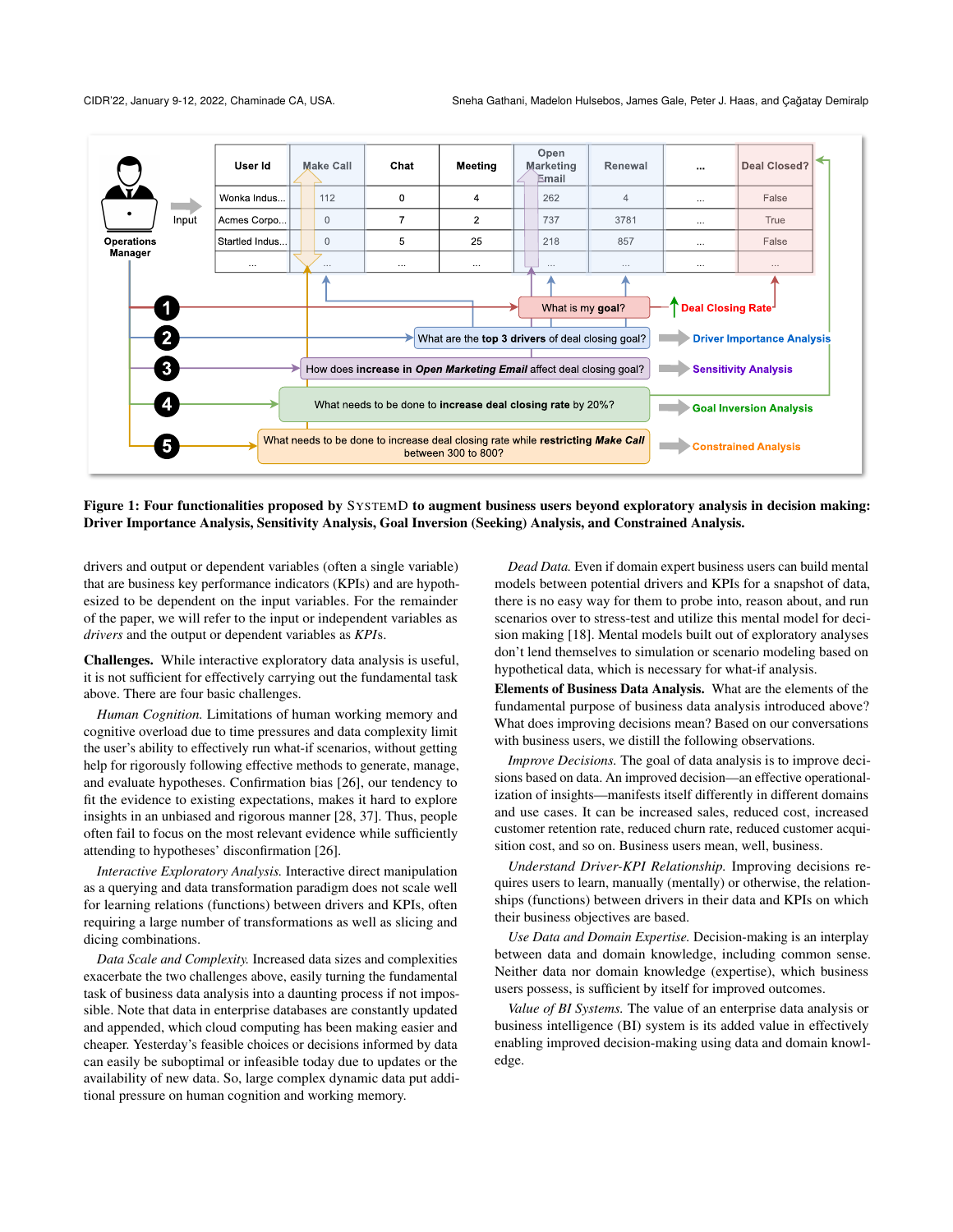**Figure 1: Four functionalities proposed by SYSTEMD to augment business users beyond exploratory analysis in decision making: Driver Importance Analysis, Sensitivity Analysis, Goal Inversion (Seeking) Analysis, and Constrained Analysis.**

drivers and output or dependent variables (often a single variable) that are business key performance indicators (KPIs) and are hypothesized to be dependent on the input variables. For the remainder of the paper, we will refer to the input or independent variables as *drivers* and the output or dependent variables as *KPIs*.

**Challenges.** While interactive exploratory data analysis is useful, it is not sufficient for effectively carrying out the fundamental task above. There are four basic challenges.

*Human Cognition.* Limitations of human working memory and cognitive overload due to time pressures and data complexity limit the user's ability to effectively run what-if scenarios, without getting help for rigorously following effective methods to generate, manage, and evaluate hypotheses. Confirmation bias [26], our tendency to fit the evidence to existing expectations, makes it hard to explore insights in an unbiased and rigorous manner [28, 37]. Thus, people often fail to focus on the most relevant evidence while sufficiently attending to hypotheses' disconfirmation [26].

*Interactive Exploratory Analysis.* Interactive direct manipulation as a querying and data transformation paradigm does not scale well for learning relations (functions) between drivers and KPIs, often requiring a large number of transformations as well as slicing and dicing combinations.

*Data Scale and Complexity.* Increased data sizes and complexities exacerbate the two challenges above, easily turning the fundamental task of business data analysis into a daunting process if not impossible. Note that data in enterprise databases are constantly updated and appended, which cloud computing has been making easier and cheaper. Yesterday's feasible choices or decisions informed by data can easily be suboptimal or infeasible today due to updates or the availability of new data. So, large complex dynamic data put additional pressure on human cognition and working memory.

*Dead Data.* Even if domain expert business users can build mental models between potential drivers and KPIs for a snapshot of data, there is no easy way for them to probe into, reason about, and run scenarios over to stress-test and utilize this mental model for decision making [18]. Mental models built out of exploratory analyses don't lend themselves to simulation or scenario modeling based on hypothetical data, which is necessary for what-if analysis.

**Elements of Business Data Analysis.** What are the elements of the fundamental purpose of business data analysis introduced above? What does improving decisions mean? Based on our conversations with business users, we distill the following observations.

*Improve Decisions.* The goal of data analysis is to improve decisions based on data. An improved decision—an effective operationalization of insights—manifests itself differently in different domains and use cases. It can be increased sales, reduced cost, increased customer retention rate, reduced churn rate, reduced customer acquisition cost, and so on. Business users mean, well, business.

*Understand Driver-KPI Relationship.* Improving decisions requires users to learn, manually (mentally) or otherwise, the relationships (functions) between drivers in their data and KPIs on which their business objectives are based.

*Use Data and Domain Expertise.* Decision-making is an interplay between data and domain knowledge, including common sense. Neither data nor domain knowledge (expertise), which business users possess, is sufficient by itself for improved outcomes.

*Value of BI Systems.* The value of an enterprise data analysis or business intelligence (BI) system is its added value in effectively enabling improved decision-making using data and domain knowledge.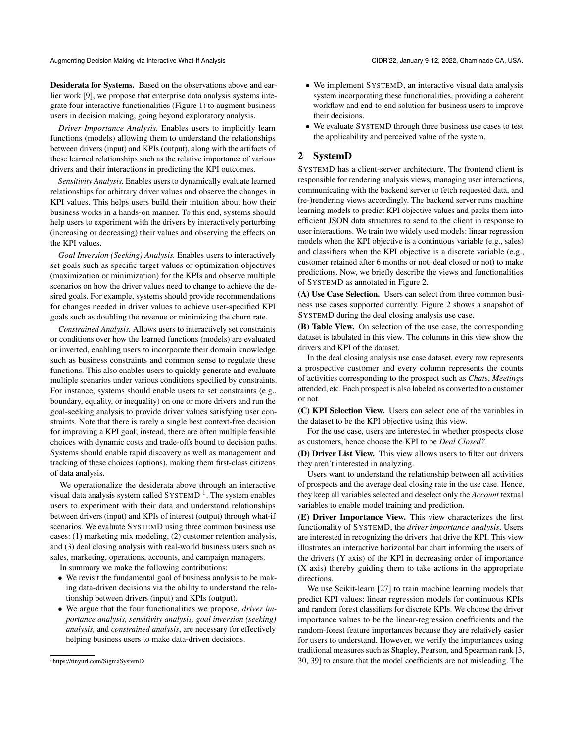**Desiderata for Systems.** Based on the observations above and earlier work [9], we propose that enterprise data analysis systems integrate four interactive functionalities (Figure 1) to augment business users in decision making, going beyond exploratory analysis.

*Driver Importance Analysis.* Enables users to implicitly learn functions (models) allowing them to understand the relationships between drivers (input) and KPIs (output), along with the artifacts of these learned relationships such as the relative importance of various drivers and their interactions in predicting the KPI outcomes.

*Sensitivity Analysis.* Enables users to dynamically evaluate learned relationships for arbitrary driver values and observe the changes in KPI values. This helps users build their intuition about how their business works in a hands-on manner. To this end, systems should help users to experiment with the drivers by interactively perturbing (increasing or decreasing) their values and observing the effects on the KPI values.

*Goal Inversion (Seeking) Analysis.* Enables users to interactively set goals such as specific target values or optimization objectives (maximization or minimization) for the KPIs and observe multiple scenarios on how the driver values need to change to achieve the desired goals. For example, systems should provide recommendations for changes needed in driver values to achieve user-specified KPI goals such as doubling the revenue or minimizing the churn rate.

*Constrained Analysis.* Allows users to interactively set constraints or conditions over how the learned functions (models) are evaluated or inverted, enabling users to incorporate their domain knowledge such as business constraints and common sense to regulate these functions. This also enables users to quickly generate and evaluate multiple scenarios under various conditions specified by constraints. For instance, systems should enable users to set constraints (e.g., boundary, equality, or inequality) on one or more drivers and run the goal-seeking analysis to provide driver values satisfying user constraints. Note that there is rarely a single best context-free decision for improving a KPI goal; instead, there are often multiple feasible choices with dynamic costs and trade-offs bound to decision paths. Systems should enable rapid discovery as well as management and tracking of these choices (options), making them first-class citizens of data analysis.

We operationalize the desiderata above through an interactive visual data analysis system called SystemD [1]. The system enables users to experiment with their data and understand relationships between drivers (input) and KPIs of interest (output) through what-if scenarios. We evaluate SystemD using three common business use cases: (1) marketing mix modeling, (2) customer retention analysis, and (3) deal closing analysis with real-world business users such as sales, marketing, operations, accounts, and campaign managers.

In summary we make the following contributions:

- We revisit the fundamental goal of business analysis to be making data-driven decisions via the ability to understand the relationship between drivers (input) and KPIs (output).
- We argue that the four functionalities we propose, *driver importance analysis, sensitivity analysis, goal inversion (seeking) analysis,* and *constrained analysis*, are necessary for effectively helping business users to make data-driven decisions.
- We implement SystemD, an interactive visual data analysis system incorporating these functionalities, providing a coherent workflow and end-to-end solution for business users to improve their decisions.
- We evaluate SystemD through three business use cases to test the applicability and perceived value of the system.

[1] https://tinyurl.com/SigmaSystemD

## 2 SystemD

SystemD has a client-server architecture. The frontend client is responsible for rendering analysis views, managing user interactions, communicating with the backend server to fetch requested data, and (re-)rendering views accordingly. The backend server runs machine learning models to predict KPI objective values and packs them into efficient JSON data structures to send to the client in response to user interactions. We train two widely used models: linear regression models when the KPI objective is a continuous variable (e.g., sales) and classifiers when the KPI objective is a discrete variable (e.g., customer retained after 6 months or not, deal closed or not) to make predictions. Now, we briefly describe the views and functionalities of SystemD as annotated in Figure 2.

**(A) Use Case Selection.** Users can select from three common business use cases supported currently. Figure 2 shows a snapshot of SystemD during the deal closing analysis use case.

**(B) Table View.** On selection of the use case, the corresponding dataset is tabulated in this view. The columns in this view show the drivers and KPI of the dataset.

In the deal closing analysis use case dataset, every row represents a prospective customer and every column represents the counts of activities corresponding to the prospect such as *Chat*s, *Meeting*s attended, etc. Each prospect is also labeled as converted to a customer or not.

**(C) KPI Selection View.** Users can select one of the variables in the dataset to be the KPI objective using this view.

For the use case, users are interested in whether prospects close as customers, hence choose the KPI to be *Deal Closed?*.

**(D) Driver List View.** This view allows users to filter out drivers they aren't interested in analyzing.

Users want to understand the relationship between all activities of prospects and the average deal closing rate in the use case. Hence, they keep all variables selected and deselect only the *Account* textual variables to enable model training and prediction.

**(E) Driver Importance View.** This view characterizes the first functionality of SystemD, the *driver importance analysis*. Users are interested in recognizing the drivers that drive the KPI. This view illustrates an interactive horizontal bar chart informing the users of the drivers (Y axis) of the KPI in decreasing order of importance (X axis) thereby guiding them to take actions in the appropriate directions.

We use Scikit-learn [27] to train machine learning models that predict KPI values: linear regression models for continuous KPIs and random forest classifiers for discrete KPIs. We choose the driver importance values to be the linear-regression coefficients and the random-forest feature importances because they are relatively easier for users to understand. However, we verify the importances using traditional measures such as Shapley, Pearson, and Spearman rank [3, 30, 39] to ensure that the model coefficients are not misleading. The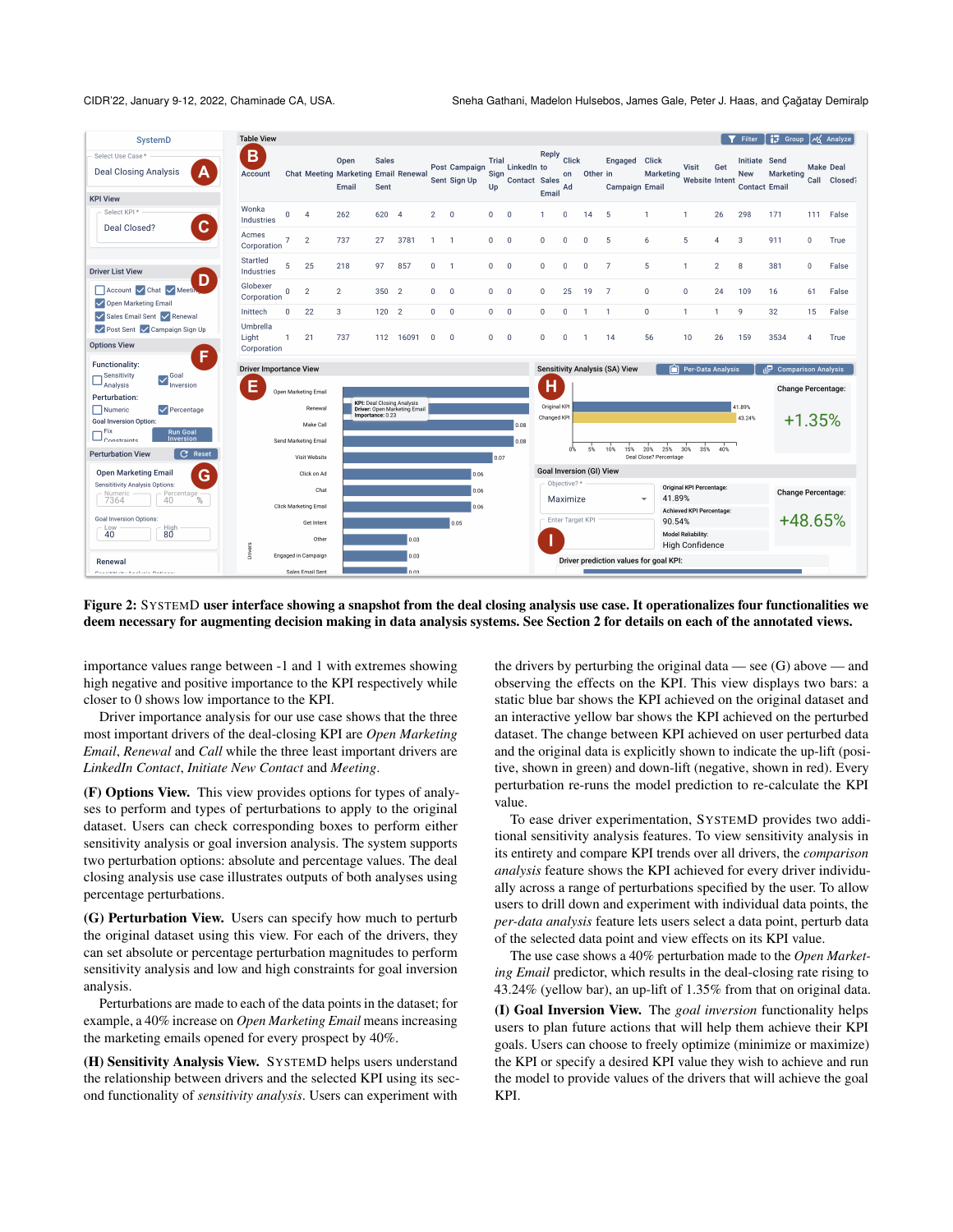**Figure 2: SystemD user interface showing a snapshot from the deal closing analysis use case. It operationalizes four functionalities we deem necessary for augmenting decision making in data analysis systems. See Section 2 for details on each of the annotated views.**

importance values range between -1 and 1 with extremes showing high negative and positive importance to the KPI respectively while closer to 0 shows low importance to the KPI.

Driver importance analysis for our use case shows that the three most important drivers of the deal-closing KPI are *Open Marketing Email*, *Renewal* and *Call* while the three least important drivers are *LinkedIn Contact*, *Initiate New Contact* and *Meeting*.

**(F) Options View.** This view provides options for types of analyses to perform and types of perturbations to apply to the original dataset. Users can check corresponding boxes to perform either sensitivity analysis or goal inversion analysis. The system supports two perturbation options: absolute and percentage values. The deal closing analysis use case illustrates outputs of both analyses using percentage perturbations.

**(G) Perturbation View.** Users can specify how much to perturb the original dataset using this view. For each of the drivers, they can set absolute or percentage perturbation magnitudes to perform sensitivity analysis and low and high constraints for goal inversion analysis.

Perturbations are made to each of the data points in the dataset; for example, a 40% increase on *Open Marketing Email* means increasing the marketing emails opened for every prospect by 40%.

**(H) Sensitivity Analysis View.** SystemD helps users understand the relationship between drivers and the selected KPI using its second functionality of *sensitivity analysis*. Users can experiment with the drivers by perturbing the original data — see (G) above — and observing the effects on the KPI. This view displays two bars: a static blue bar shows the KPI achieved on the original dataset and an interactive yellow bar shows the KPI achieved on the perturbed dataset. The change between KPI achieved on user perturbed data and the original data is explicitly shown to indicate the up-lift (positive, shown in green) and down-lift (negative, shown in red). Every perturbation re-runs the model prediction to re-calculate the KPI value.

To ease driver experimentation, SystemD provides two additional sensitivity analysis features. To view sensitivity analysis in its entirety and compare KPI trends over all drivers, the *comparison analysis* feature shows the KPI achieved for every driver individually across a range of perturbations specified by the user. To allow users to drill down and experiment with individual data points, the *per-data analysis* feature lets users select a data point, perturb data of the selected data point and view effects on its KPI value.

The use case shows a 40% perturbation made to the *Open Marketing Email* predictor, which results in the deal-closing rate rising to 43.24% (yellow bar), an up-lift of 1.35% from that on original data.

**(I) Goal Inversion View.** The *goal inversion* functionality helps users to plan future actions that will help them achieve their KPI goals. Users can choose to freely optimize (minimize or maximize) the KPI or specify a desired KPI value they wish to achieve and run the model to provide values of the drivers that will achieve the goal KPI.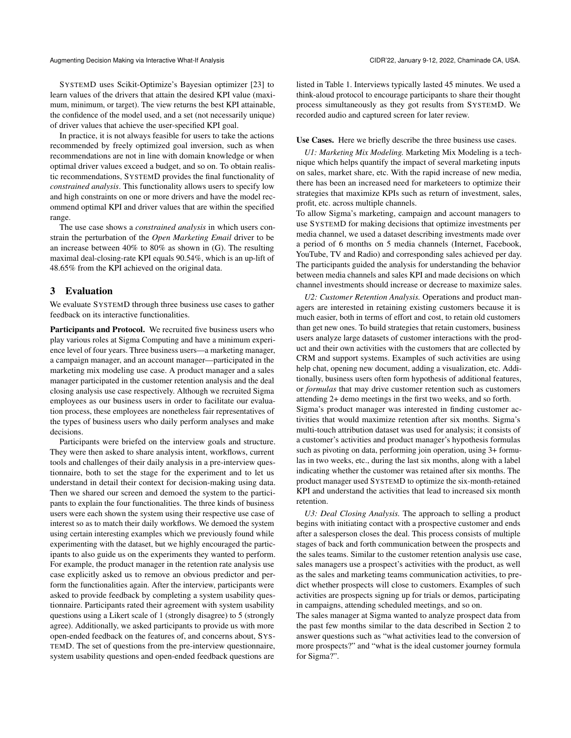SystemD uses Scikit-Optimize's Bayesian optimizer [23] to learn values of the drivers that attain the desired KPI value (maximum, minimum, or target). The view returns the best KPI attainable, the confidence of the model used, and a set (not necessarily unique) of driver values that achieve the user-specified KPI goal.

In practice, it is not always feasible for users to take the actions recommended by freely optimized goal inversion, such as when recommendations are not in line with domain knowledge or when optimal driver values exceed a budget, and so on. To obtain realistic recommendations, SystemD provides the final functionality of *constrained analysis*. This functionality allows users to specify low and high constraints on one or more drivers and have the model recommend optimal KPI and driver values that are within the specified range.

The use case shows a *constrained analysis* in which users constrain the perturbation of the *Open Marketing Email* driver to be an increase between 40% to 80% as shown in (G). The resulting maximal deal-closing-rate KPI equals 90.54%, which is an up-lift of 48.65% from the KPI achieved on the original data.

## 3 Evaluation

We evaluate SystemD through three business use cases to gather feedback on its interactive functionalities.

**Participants and Protocol.** We recruited five business users who play various roles at Sigma Computing and have a minimum experience level of four years. Three business users—a marketing manager, a campaign manager, and an account manager—participated in the marketing mix modeling use case. A product manager and a sales manager participated in the customer retention analysis and the deal closing analysis use case respectively. Although we recruited Sigma employees as our business users in order to facilitate our evaluation process, these employees are nonetheless fair representatives of the types of business users who daily perform analyses and make decisions.

Participants were briefed on the interview goals and structure. They were then asked to share analysis intent, workflows, current tools and challenges of their daily analysis in a pre-interview questionnaire, both to set the stage for the experiment and to let us understand in detail their context for decision-making using data. Then we shared our screen and demoed the system to the participants to explain the four functionalities. The three kinds of business users were each shown the system using their respective use case of interest so as to match their daily workflows. We demoed the system using certain interesting examples which we previously found while experimenting with the dataset, but we highly encouraged the participants to also guide us on the experiments they wanted to perform. For example, the product manager in the retention rate analysis use case explicitly asked us to remove an obvious predictor and perform the functionalities again. After the interview, participants were asked to provide feedback by completing a system usability questionnaire. Participants rated their agreement with system usability questions using a Likert scale of 1 (strongly disagree) to 5 (strongly agree). Additionally, we asked participants to provide us with more open-ended feedback on the features of, and concerns about, SystemD. The set of questions from the pre-interview questionnaire, system usability questions and open-ended feedback questions are listed in Table 1. Interviews typically lasted 45 minutes. We used a think-aloud protocol to encourage participants to share their thought process simultaneously as they got results from SystemD. We recorded audio and captured screen for later review.

**Use Cases.** Here we briefly describe the three business use cases.

*U1: Marketing Mix Modeling.* Marketing Mix Modeling is a technique which helps quantify the impact of several marketing inputs on sales, market share, etc. With the rapid increase of new media, there has been an increased need for marketeers to optimize their strategies that maximize KPIs such as return of investment, sales, profit, etc. across multiple channels.

To allow Sigma's marketing, campaign and account managers to use SystemD for making decisions that optimize investments per media channel, we used a dataset describing investments made over a period of 6 months on 5 media channels (Internet, Facebook, YouTube, TV and Radio) and corresponding sales achieved per day. The participants guided the analysis for understanding the behavior between media channels and sales KPI and made decisions on which channel investments should increase or decrease to maximize sales.

*U2: Customer Retention Analysis.* Operations and product managers are interested in retaining existing customers because it is much easier, both in terms of effort and cost, to retain old customers than get new ones. To build strategies that retain customers, business users analyze large datasets of customer interactions with the product and their own activities with the customers that are collected by CRM and support systems. Examples of such activities are using help chat, opening new document, adding a visualization, etc. Additionally, business users often form hypothesis of additional features, or *formulas* that may drive customer retention such as customers attending 2+ demo meetings in the first two weeks, and so forth.

Sigma's product manager was interested in finding customer activities that would maximize retention after six months. Sigma's multi-touch attribution dataset was used for analysis; it consists of a customer's activities and product manager's hypothesis formulas such as pivoting on data, performing join operation, using 3+ formulas in two weeks, etc., during the last six months, along with a label indicating whether the customer was retained after six months. The product manager used SystemD to optimize the six-month-retained KPI and understand the activities that lead to increased six month retention.

*U3: Deal Closing Analysis.* The approach to selling a product begins with initiating contact with a prospective customer and ends after a salesperson closes the deal. This process consists of multiple stages of back and forth communication between the prospects and the sales teams. Similar to the customer retention analysis use case, sales managers use a prospect's activities with the product, as well as the sales and marketing teams communication activities, to predict whether prospects will close to customers. Examples of such activities are prospects signing up for trials or demos, participating in campaigns, attending scheduled meetings, and so on.

The sales manager at Sigma wanted to analyze prospect data from the past few months similar to the data described in Section 2 to answer questions such as "what activities lead to the conversion of more prospects?" and "what is the ideal customer journey formula for Sigma?".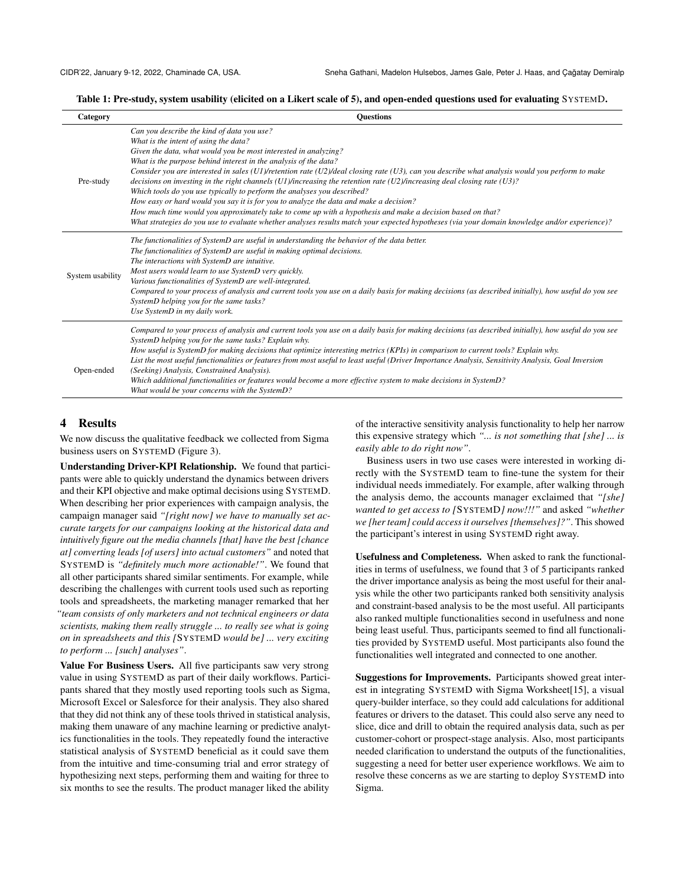**Table 1: Pre-study, system usability (elicited on a Likert scale of 5), and open-ended questions used for evaluating SystemD.**

| Category | Questions |
|---|---|
| Pre-study | *Can you describe the kind of data you use?*<br>*What is the intent of using the data?*<br>*Given the data, what would you be most interested in analyzing?*<br>*What is the purpose behind interest in the analysis of the data?*<br>*Consider you are interested in sales (U1)/retention rate (U2)/deal closing rate (U3), can you describe what analysis would you perform to make decisions on investing in the right channels (U1)/increasing the retention rate (U2)/increasing deal closing rate (U3)?*<br>*Which tools do you use typically to perform the analyses you described?*<br>*How easy or hard would you say it is for you to analyze the data and make a decision?*<br>*How much time would you approximately take to come up with a hypothesis and make a decision based on that?*<br>*What strategies do you use to evaluate whether analyses results match your expected hypotheses (via your domain knowledge and/or experience)?* |
| System usability | *The functionalities of SystemD are useful in understanding the behavior of the data better.*<br>*The functionalities of SystemD are useful in making optimal decisions.*<br>*The interactions with SystemD are intuitive.*<br>*Most users would learn to use SystemD very quickly.*<br>*Various functionalities of SystemD are well-integrated.*<br>*Compared to your process of analysis and current tools you use on a daily basis for making decisions (as described initially), how useful do you see SystemD helping you for the same tasks?*<br>*Use SystemD in my daily work.* |
| Open-ended | *Compared to your process of analysis and current tools you use on a daily basis for making decisions (as described initially), how useful do you see SystemD helping you for the same tasks? Explain why.*<br>*How useful is SystemD for making decisions that optimize interesting metrics (KPIs) in comparison to current tools? Explain why.*<br>*List the most useful functionalities or features from most useful to least useful (Driver Importance Analysis, Sensitivity Analysis, Goal Inversion (Seeking) Analysis, Constrained Analysis).*<br>*Which additional functionalities or features would become a more effective system to make decisions in SystemD?*<br>*What would be your concerns with the SystemD?* |

## 4 Results

We now discuss the qualitative feedback we collected from Sigma business users on SystemD (Figure 3).

**Understanding Driver-KPI Relationship.** We found that participants were able to quickly understand the dynamics between drivers and their KPI objective and make optimal decisions using SystemD. When describing her prior experiences with campaign analysis, the campaign manager said *"[right now] we have to manually set accurate targets for our campaigns looking at the historical data and intuitively figure out the media channels [that] have the best [chance at] converting leads [of users] into actual customers"* and noted that SystemD is *"definitely much more actionable!"*. We found that all other participants shared similar sentiments. For example, while describing the challenges with current tools used such as reporting tools and spreadsheets, the marketing manager remarked that her *"team consists of only marketers and not technical engineers or data scientists, making them really struggle ... to really see what is going on in spreadsheets and this [*SystemD *would be] ... very exciting to perform ... [such] analyses"*.

**Value For Business Users.** All five participants saw very strong value in using SystemD as part of their daily workflows. Participants shared that they mostly used reporting tools such as Sigma, Microsoft Excel or Salesforce for their analysis. They also shared that they did not think any of these tools thrived in statistical analysis, making them unaware of any machine learning or predictive analytics functionalities in the tools. They repeatedly found the interactive statistical analysis of SystemD beneficial as it could save them from the intuitive and time-consuming trial and error strategy of hypothesizing next steps, performing them and waiting for three to six months to see the results. The product manager liked the ability of the interactive sensitivity analysis functionality to help her narrow this expensive strategy which *"... is not something that [she] ... is easily able to do right now"*.

Business users in two use cases were interested in working directly with the SystemD team to fine-tune the system for their individual needs immediately. For example, after walking through the analysis demo, the accounts manager exclaimed that *"[she] wanted to get access to [*SystemD*] now!!!"* and asked *"whether we [her team] could access it ourselves [themselves]?"*. This showed the participant's interest in using SystemD right away.

**Usefulness and Completeness.** When asked to rank the functionalities in terms of usefulness, we found that 3 of 5 participants ranked the driver importance analysis as being the most useful for their analysis while the other two participants ranked both sensitivity analysis and constraint-based analysis to be the most useful. All participants also ranked multiple functionalities second in usefulness and none being least useful. Thus, participants seemed to find all functionalities provided by SystemD useful. Most participants also found the functionalities well integrated and connected to one another.

**Suggestions for Improvements.** Participants showed great interest in integrating SystemD with Sigma Worksheet[15], a visual query-builder interface, so they could add calculations for additional features or drivers to the dataset. This could also serve any need to slice, dice and drill to obtain the required analysis data, such as per customer-cohort or prospect-stage analysis. Also, most participants needed clarification to understand the outputs of the functionalities, suggesting a need for better user experience workflows. We aim to resolve these concerns as we are starting to deploy SystemD into Sigma.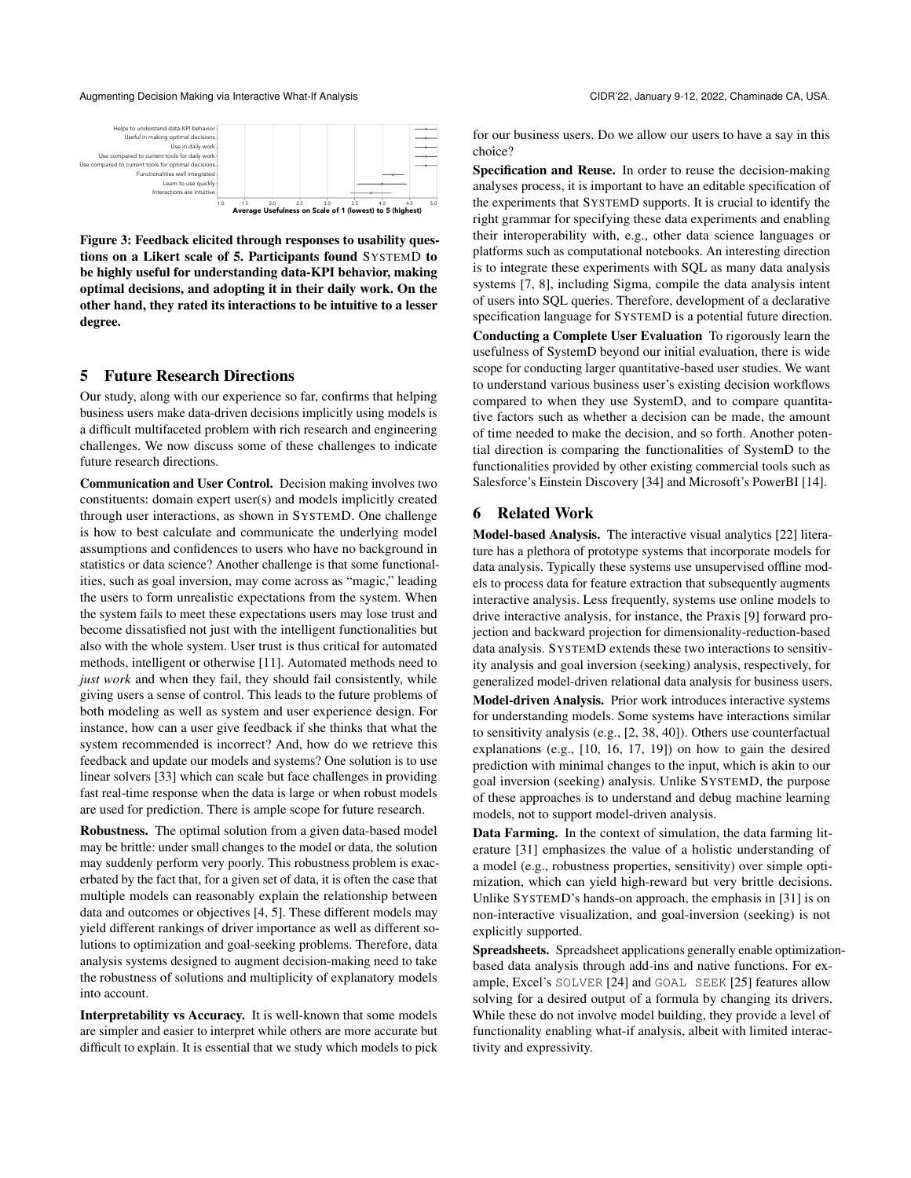Figure 3: Feedback elicited through responses to usability questions on a Likert scale of 5. Participants found SYSTEMD to be highly useful for understanding data-KPI behavior, making optimal decisions, and adopting it in their daily work. On the other hand, they rated its interactions to be intuitive to a lesser degree.

## 5 Future Research Directions

Our study, along with our experience so far, confirms that helping business users make data-driven decisions implicitly using models is a difficult multifaceted problem with rich research and engineering challenges. We now discuss some of these challenges to indicate future research directions.

**Communication and User Control.** Decision making involves two constituents: domain expert user(s) and models implicitly created through user interactions, as shown in SYSTEMD. One challenge is how to best calculate and communicate the underlying model assumptions and confidences to users who have no background in statistics or data science? Another challenge is that some functionalities, such as goal inversion, may come across as "magic," leading the users to form unrealistic expectations from the system. When the system fails to meet these expectations users may lose trust and become dissatisfied not just with the intelligent functionalities but also with the whole system. User trust is thus critical for automated methods, intelligent or otherwise [11]. Automated methods need to *just work* and when they fail, they should fail consistently, while giving users a sense of control. This leads to the future problems of both modeling as well as system and user experience design. For instance, how can a user give feedback if she thinks that what the system recommended is incorrect? And, how do we retrieve this feedback and update our models and systems? One solution is to use linear solvers [33] which can scale but face challenges in providing fast real-time response when the data is large or when robust models are used for prediction. There is ample scope for future research.

**Robustness.** The optimal solution from a given data-based model may be brittle: under small changes to the model or data, the solution may suddenly perform very poorly. This robustness problem is exacerbated by the fact that, for a given set of data, it is often the case that multiple models can reasonably explain the relationship between data and outcomes or objectives [4, 5]. These different models may yield different rankings of driver importance as well as different solutions to optimization and goal-seeking problems. Therefore, data analysis systems designed to augment decision-making need to take the robustness of solutions and multiplicity of explanatory models into account.

**Interpretability vs Accuracy.** It is well-known that some models are simpler and easier to interpret while others are more accurate but difficult to explain. It is essential that we study which models to pick for our business users. Do we allow our users to have a say in this choice?

**Specification and Reuse.** In order to reuse the decision-making analyses process, it is important to have an editable specification of the experiments that SYSTEMD supports. It is crucial to identify the right grammar for specifying these data experiments and enabling their interoperability with, e.g., other data science languages or platforms such as computational notebooks. An interesting direction is to integrate these experiments with SQL as many data analysis systems [7, 8], including Sigma, compile the data analysis intent of users into SQL queries. Therefore, development of a declarative specification language for SYSTEMD is a potential future direction.

**Conducting a Complete User Evaluation** To rigorously learn the usefulness of SystemD beyond our initial evaluation, there is wide scope for conducting larger quantitative-based user studies. We want to understand various business user's existing decision workflows compared to when they use SystemD, and to compare quantitative factors such as whether a decision can be made, the amount of time needed to make the decision, and so forth. Another potential direction is comparing the functionalities of SystemD to the functionalities provided by other existing commercial tools such as Salesforce's Einstein Discovery [34] and Microsoft's PowerBI [14].

## 6 Related Work

**Model-based Analysis.** The interactive visual analytics [22] literature has a plethora of prototype systems that incorporate models for data analysis. Typically these systems use unsupervised offline models to process data for feature extraction that subsequently augments interactive analysis. Less frequently, systems use online models to drive interactive analysis, for instance, the Praxis [9] forward projection and backward projection for dimensionality-reduction-based data analysis. SYSTEMD extends these two interactions to sensitivity analysis and goal inversion (seeking) analysis, respectively, for generalized model-driven relational data analysis for business users.

**Model-driven Analysis.** Prior work introduces interactive systems for understanding models. Some systems have interactions similar to sensitivity analysis (e.g., [2, 38, 40]). Others use counterfactual explanations (e.g., [10, 16, 17, 19]) on how to gain the desired prediction with minimal changes to the input, which is akin to our goal inversion (seeking) analysis. Unlike SYSTEMD, the purpose of these approaches is to understand and debug machine learning models, not to support model-driven analysis.

**Data Farming.** In the context of simulation, the data farming literature [31] emphasizes the value of a holistic understanding of a model (e.g., robustness properties, sensitivity) over simple optimization, which can yield high-reward but very brittle decisions. Unlike SYSTEMD's hands-on approach, the emphasis in [31] is on non-interactive visualization, and goal-inversion (seeking) is not explicitly supported.

**Spreadsheets.** Spreadsheet applications generally enable optimization-based data analysis through add-ins and native functions. For example, Excel's `SOLVER` [24] and `GOAL SEEK` [25] features allow solving for a desired output of a formula by changing its drivers. While these do not involve model building, they provide a level of functionality enabling what-if analysis, albeit with limited interactivity and expressivity.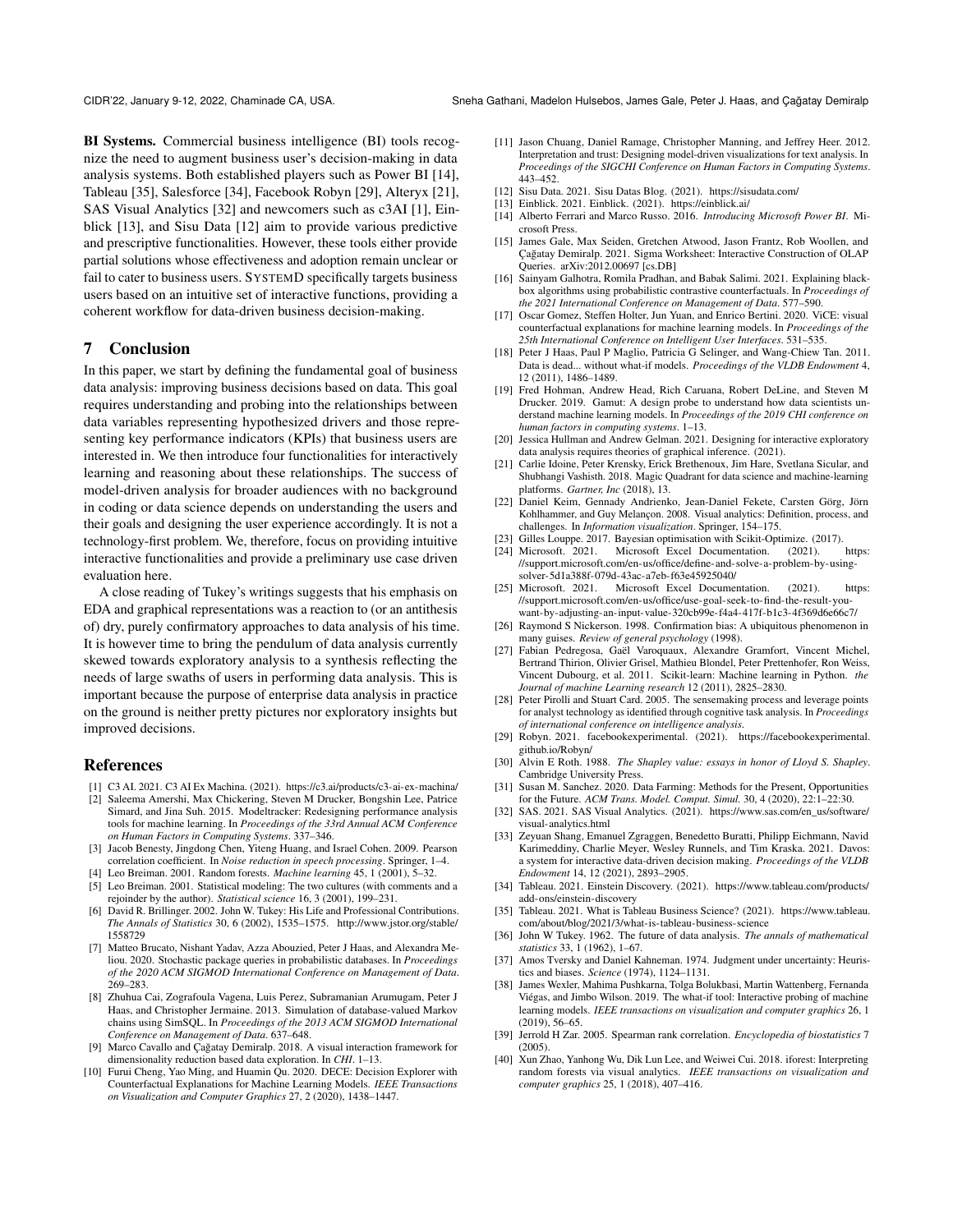**BI Systems.** Commercial business intelligence (BI) tools recognize the need to augment business user's decision-making in data analysis systems. Both established players such as Power BI [14], Tableau [35], Salesforce [34], Facebook Robyn [29], Alteryx [21], SAS Visual Analytics [32] and newcomers such as c3AI [1], Einblick [13], and Sisu Data [12] aim to provide various predictive and prescriptive functionalities. However, these tools either provide partial solutions whose effectiveness and adoption remain unclear or fail to cater to business users. SYSTEMD specifically targets business users based on an intuitive set of interactive functions, providing a coherent workflow for data-driven business decision-making.

## 7 Conclusion

In this paper, we start by defining the fundamental goal of business data analysis: improving business decisions based on data. This goal requires understanding and probing into the relationships between data variables representing hypothesized drivers and those representing key performance indicators (KPIs) that business users are interested in. We then introduce four functionalities for interactively learning and reasoning about these relationships. The success of model-driven analysis for broader audiences with no background in coding or data science depends on understanding the users and their goals and designing the user experience accordingly. It is not a technology-first problem. We, therefore, focus on providing intuitive interactive functionalities and provide a preliminary use case driven evaluation here.

A close reading of Tukey's writings suggests that his emphasis on EDA and graphical representations was a reaction to (or an antithesis of) dry, purely confirmatory approaches to data analysis of his time. It is however time to bring the pendulum of data analysis currently skewed towards exploratory analysis to a synthesis reflecting the needs of large swaths of users in performing data analysis. This is important because the purpose of enterprise data analysis in practice on the ground is neither pretty pictures nor exploratory insights but improved decisions.

## References

[1] C3 AI. 2021. C3 AI Ex Machina. (2021). https://c3.ai/products/c3-ai-ex-machina/

[2] Saleema Amershi, Max Chickering, Steven M Drucker, Bongshin Lee, Patrice Simard, and Jina Suh. 2015. Modeltracker: Redesigning performance analysis tools for machine learning. In *Proceedings of the 33rd Annual ACM Conference on Human Factors in Computing Systems*. 337–346.

[3] Jacob Benesty, Jingdong Chen, Yiteng Huang, and Israel Cohen. 2009. Pearson correlation coefficient. In *Noise reduction in speech processing*. Springer, 1–4.

[4] Leo Breiman. 2001. Random forests. *Machine learning* 45, 1 (2001), 5–32.

[5] Leo Breiman. 2001. Statistical modeling: The two cultures (with comments and a rejoinder by the author). *Statistical science* 16, 3 (2001), 199–231.

[6] David R. Brillinger. 2002. John W. Tukey: His Life and Professional Contributions. *The Annals of Statistics* 30, 6 (2002), 1535–1575. http://www.jstor.org/stable/1558729

[7] Matteo Brucato, Nishant Yadav, Azza Abouzied, Peter J Haas, and Alexandra Meliou. 2020. Stochastic package queries in probabilistic databases. In *Proceedings of the 2020 ACM SIGMOD International Conference on Management of Data*. 269–283.

[8] Zhuhua Cai, Zografoula Vagena, Luis Perez, Subramanian Arumugam, Peter J Haas, and Christopher Jermaine. 2013. Simulation of database-valued Markov chains using SimSQL. In *Proceedings of the 2013 ACM SIGMOD International Conference on Management of Data*. 637–648.

[9] Marco Cavallo and Çağatay Demiralp. 2018. A visual interaction framework for dimensionality reduction based data exploration. In *CHI*. 1–13.

[10] Furui Cheng, Yao Ming, and Huamin Qu. 2020. DECE: Decision Explorer with Counterfactual Explanations for Machine Learning Models. *IEEE Transactions on Visualization and Computer Graphics* 27, 2 (2020), 1438–1447.

[11] Jason Chuang, Daniel Ramage, Christopher Manning, and Jeffrey Heer. 2012. Interpretation and trust: Designing model-driven visualizations for text analysis. In *Proceedings of the SIGCHI Conference on Human Factors in Computing Systems*. 443–452.

[12] Sisu Data. 2021. Sisu Datas Blog. (2021). https://sisudata.com/

[13] Einblick. 2021. Einblick. (2021). https://einblick.ai/

[14] Alberto Ferrari and Marco Russo. 2016. *Introducing Microsoft Power BI*. Microsoft Press.

[15] James Gale, Max Seiden, Gretchen Atwood, Jason Frantz, Rob Woollen, and Çağatay Demiralp. 2021. Sigma Worksheet: Interactive Construction of OLAP Queries. arXiv:2012.00697 [cs.DB]

[16] Sainyam Galhotra, Romila Pradhan, and Babak Salimi. 2021. Explaining black-box algorithms using probabilistic contrastive counterfactuals. In *Proceedings of the 2021 International Conference on Management of Data*. 577–590.

[17] Oscar Gomez, Steffen Holter, Jun Yuan, and Enrico Bertini. 2020. ViCE: visual counterfactual explanations for machine learning models. In *Proceedings of the 25th International Conference on Intelligent User Interfaces*. 531–535.

[18] Peter J Haas, Paul P Maglio, Patricia G Selinger, and Wang-Chiew Tan. 2011. Data is dead... without what-if models. *Proceedings of the VLDB Endowment* 4, 12 (2011), 1486–1489.

[19] Fred Hohman, Andrew Head, Rich Caruana, Robert DeLine, and Steven M Drucker. 2019. Gamut: A design probe to understand how data scientists understand machine learning models. In *Proceedings of the 2019 CHI conference on human factors in computing systems*. 1–13.

[20] Jessica Hullman and Andrew Gelman. 2021. Designing for interactive exploratory data analysis requires theories of graphical inference. (2021).

[21] Carlie Idoine, Peter Krensky, Erick Brethenoux, Jim Hare, Svetlana Sicular, and Shubhangi Vashisth. 2018. Magic Quadrant for data science and machine-learning platforms. *Gartner, Inc* (2018), 13.

[22] Daniel Keim, Gennady Andrienko, Jean-Daniel Fekete, Carsten Görg, Jörn Kohlhammer, and Guy Melançon. 2008. Visual analytics: Definition, process, and challenges. In *Information visualization*. Springer, 154–175.

[23] Gilles Louppe. 2017. Bayesian optimisation with Scikit-Optimize. (2017).

[24] Microsoft. 2021. Microsoft Excel Documentation. (2021). https://support.microsoft.com/en-us/office/define-and-solve-a-problem-by-using-solver-5d1a388f-079d-43ac-a7eb-f63e45925040/

[25] Microsoft. 2021. Microsoft Excel Documentation. (2021). https://support.microsoft.com/en-us/office/use-goal-seek-to-find-the-result-you-want-by-adjusting-an-input-value-320cb99e-f4a4-417f-b1c3-4f369d6e66c7/

[26] Raymond S Nickerson. 1998. Confirmation bias: A ubiquitous phenomenon in many guises. *Review of general psychology* (1998).

[27] Fabian Pedregosa, Gaël Varoquaux, Alexandre Gramfort, Vincent Michel, Bertrand Thirion, Olivier Grisel, Mathieu Blondel, Peter Prettenhofer, Ron Weiss, Vincent Dubourg, et al. 2011. Scikit-learn: Machine learning in Python. *the Journal of machine Learning research* 12 (2011), 2825–2830.

[28] Peter Pirolli and Stuart Card. 2005. The sensemaking process and leverage points for analyst technology as identified through cognitive task analysis. In *Proceedings of international conference on intelligence analysis*.

[29] Robyn. 2021. facebookexperimental. (2021). https://facebookexperimental.github.io/Robyn/

[30] Alvin E Roth. 1988. *The Shapley value: essays in honor of Lloyd S. Shapley*. Cambridge University Press.

[31] Susan M. Sanchez. 2020. Data Farming: Methods for the Present, Opportunities for the Future. *ACM Trans. Model. Comput. Simul.* 30, 4 (2020), 22:1–22:30.

[32] SAS. 2021. SAS Visual Analytics. (2021). https://www.sas.com/en_us/software/visual-analytics.html

[33] Zeyuan Shang, Emanuel Zgraggen, Benedetto Buratti, Philipp Eichmann, Navid Karimeddiny, Charlie Meyer, Wesley Runnels, and Tim Kraska. 2021. Davos: a system for interactive data-driven decision making. *Proceedings of the VLDB Endowment* 14, 12 (2021), 2893–2905.

[34] Tableau. 2021. Einstein Discovery. (2021). https://www.tableau.com/products/add-ons/einstein-discovery

[35] Tableau. 2021. What is Tableau Business Science? (2021). https://www.tableau.com/about/blog/2021/3/what-is-tableau-business-science

[36] John W Tukey. 1962. The future of data analysis. *The annals of mathematical statistics* 33, 1 (1962), 1–67.

[37] Amos Tversky and Daniel Kahneman. 1974. Judgment under uncertainty: Heuristics and biases. *Science* (1974), 1124–1131.

[38] James Wexler, Mahima Pushkarna, Tolga Bolukbasi, Martin Wattenberg, Fernanda Viégas, and Jimbo Wilson. 2019. The what-if tool: Interactive probing of machine learning models. *IEEE transactions on visualization and computer graphics* 26, 1 (2019), 56–65.

[39] Jerrold H Zar. 2005. Spearman rank correlation. *Encyclopedia of biostatistics* 7 (2005).

[40] Xun Zhao, Yanhong Wu, Dik Lun Lee, and Weiwei Cui. 2018. iforest: Interpreting random forests via visual analytics. *IEEE transactions on visualization and computer graphics* 25, 1 (2018), 407–416.